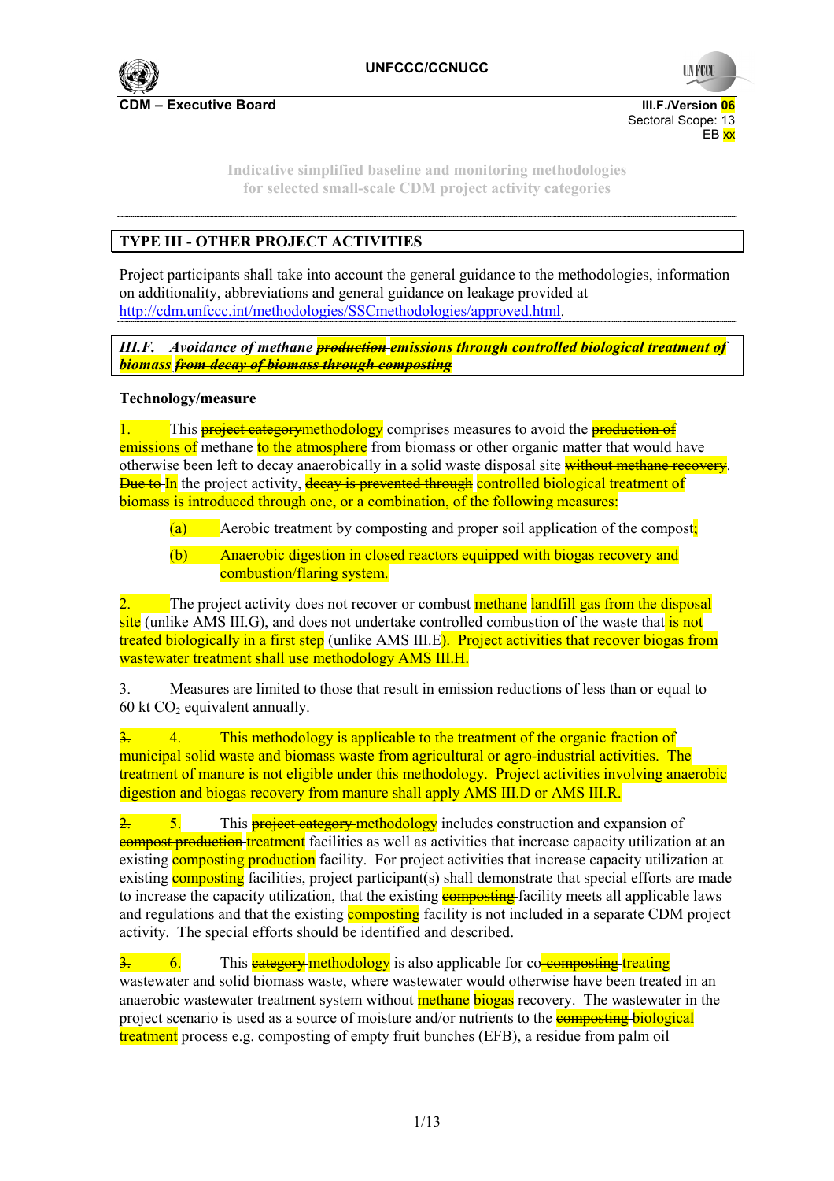**CDM – Executive Board**

III.F./Version 06
Sectoral Scope: 13
EB xx

Indicative simplified baseline and monitoring methodologies
for selected small-scale CDM project activity categories

## TYPE III - OTHER PROJECT ACTIVITIES

Project participants shall take into account the general guidance to the methodologies, information on additionality, abbreviations and general guidance on leakage provided at http://cdm.unfccc.int/methodologies/SSCmethodologies/approved.html.

### *III.F. Avoidance of methane ~~production~~ emissions through controlled biological treatment of biomass ~~from decay of biomass through composting~~*

**Technology/measure**

1. This ~~project category~~methodology comprises measures to avoid the ~~production of~~ emissions of methane to the atmosphere from biomass or other organic matter that would have otherwise been left to decay anaerobically in a solid waste disposal site ~~without methane recovery~~. ~~Due to~~ In the project activity, ~~decay is prevented through~~ controlled biological treatment of biomass is introduced through one, or a combination, of the following measures:

   (a) Aerobic treatment by composting and proper soil application of the compost;

   (b) Anaerobic digestion in closed reactors equipped with biogas recovery and combustion/flaring system.

2. The project activity does not recover or combust ~~methane~~ landfill gas from the disposal site (unlike AMS III.G), and does not undertake controlled combustion of the waste that is not treated biologically in a first step (unlike AMS III.E). Project activities that recover biogas from wastewater treatment shall use methodology AMS III.H.

3. Measures are limited to those that result in emission reductions of less than or equal to 60 kt $CO_2$ equivalent annually.

~~3.~~ 4. This methodology is applicable to the treatment of the organic fraction of municipal solid waste and biomass waste from agricultural or agro-industrial activities. The treatment of manure is not eligible under this methodology. Project activities involving anaerobic digestion and biogas recovery from manure shall apply AMS III.D or AMS III.R.

~~2.~~ 5. This ~~project category~~ methodology includes construction and expansion of ~~compost production~~ treatment facilities as well as activities that increase capacity utilization at an existing ~~composting production~~ facility. For project activities that increase capacity utilization at existing ~~composting~~ facilities, project participant(s) shall demonstrate that special efforts are made to increase the capacity utilization, that the existing ~~composting~~ facility meets all applicable laws and regulations and that the existing ~~composting~~ facility is not included in a separate CDM project activity. The special efforts should be identified and described.

~~3.~~ 6. This ~~category~~ methodology is also applicable for co-~~composting~~ treating wastewater and solid biomass waste, where wastewater would otherwise have been treated in an anaerobic wastewater treatment system without ~~methane~~ biogas recovery. The wastewater in the project scenario is used as a source of moisture and/or nutrients to the ~~composting~~ biological treatment process e.g. composting of empty fruit bunches (EFB), a residue from palm oil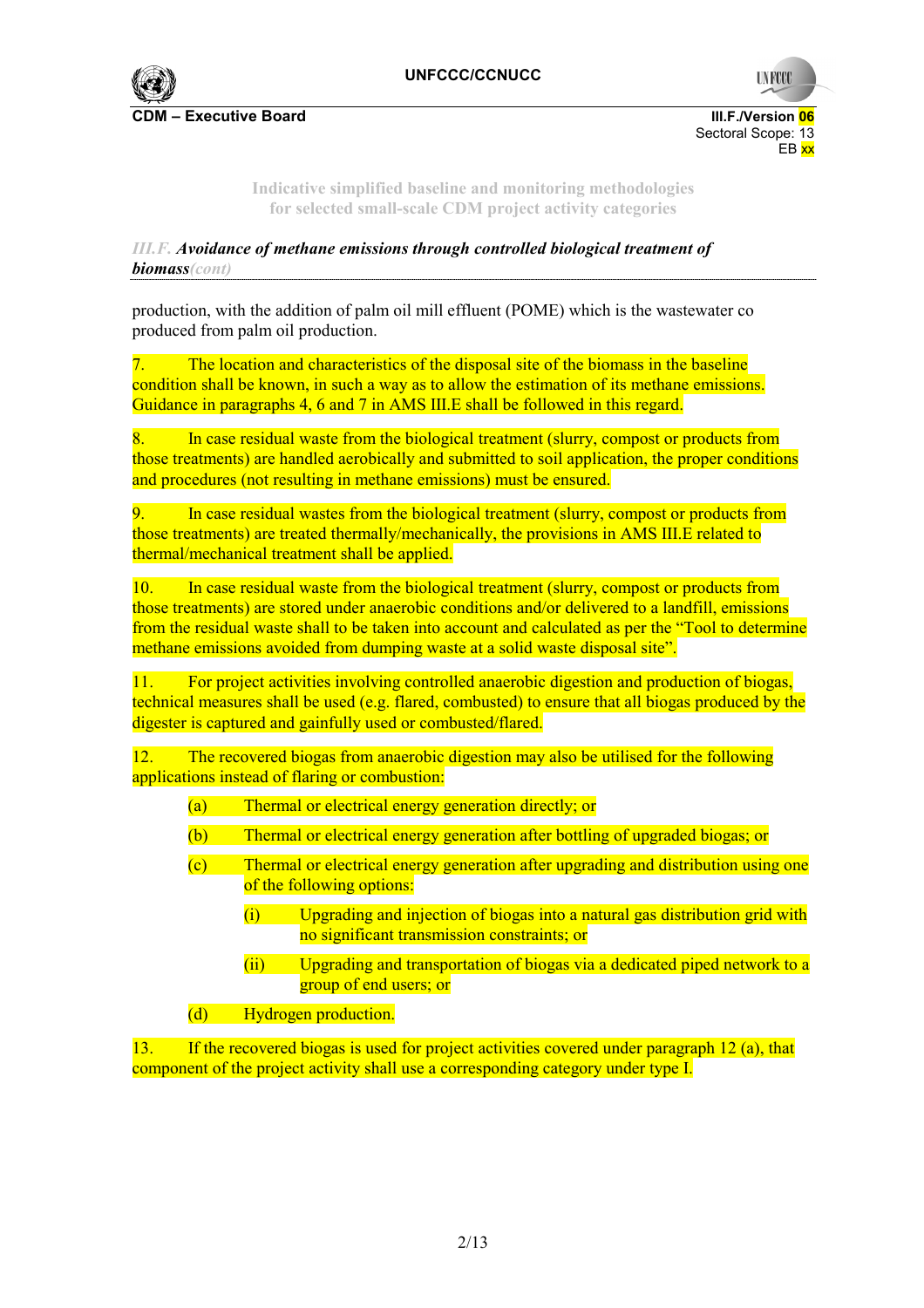production, with the addition of palm oil mill effluent (POME) which is the wastewater co produced from palm oil production.

7. The location and characteristics of the disposal site of the biomass in the baseline condition shall be known, in such a way as to allow the estimation of its methane emissions. Guidance in paragraphs 4, 6 and 7 in AMS III.E shall be followed in this regard.

8. In case residual waste from the biological treatment (slurry, compost or products from those treatments) are handled aerobically and submitted to soil application, the proper conditions and procedures (not resulting in methane emissions) must be ensured.

9. In case residual wastes from the biological treatment (slurry, compost or products from those treatments) are treated thermally/mechanically, the provisions in AMS III.E related to thermal/mechanical treatment shall be applied.

10. In case residual waste from the biological treatment (slurry, compost or products from those treatments) are stored under anaerobic conditions and/or delivered to a landfill, emissions from the residual waste shall to be taken into account and calculated as per the "Tool to determine methane emissions avoided from dumping waste at a solid waste disposal site".

11. For project activities involving controlled anaerobic digestion and production of biogas, technical measures shall be used (e.g. flared, combusted) to ensure that all biogas produced by the digester is captured and gainfully used or combusted/flared.

12. The recovered biogas from anaerobic digestion may also be utilised for the following applications instead of flaring or combustion:

- (a) Thermal or electrical energy generation directly; or
- (b) Thermal or electrical energy generation after bottling of upgraded biogas; or
- (c) Thermal or electrical energy generation after upgrading and distribution using one of the following options:
  - (i) Upgrading and injection of biogas into a natural gas distribution grid with no significant transmission constraints; or
  - (ii) Upgrading and transportation of biogas via a dedicated piped network to a group of end users; or
- (d) Hydrogen production.

13. If the recovered biogas is used for project activities covered under paragraph 12 (a), that component of the project activity shall use a corresponding category under type I.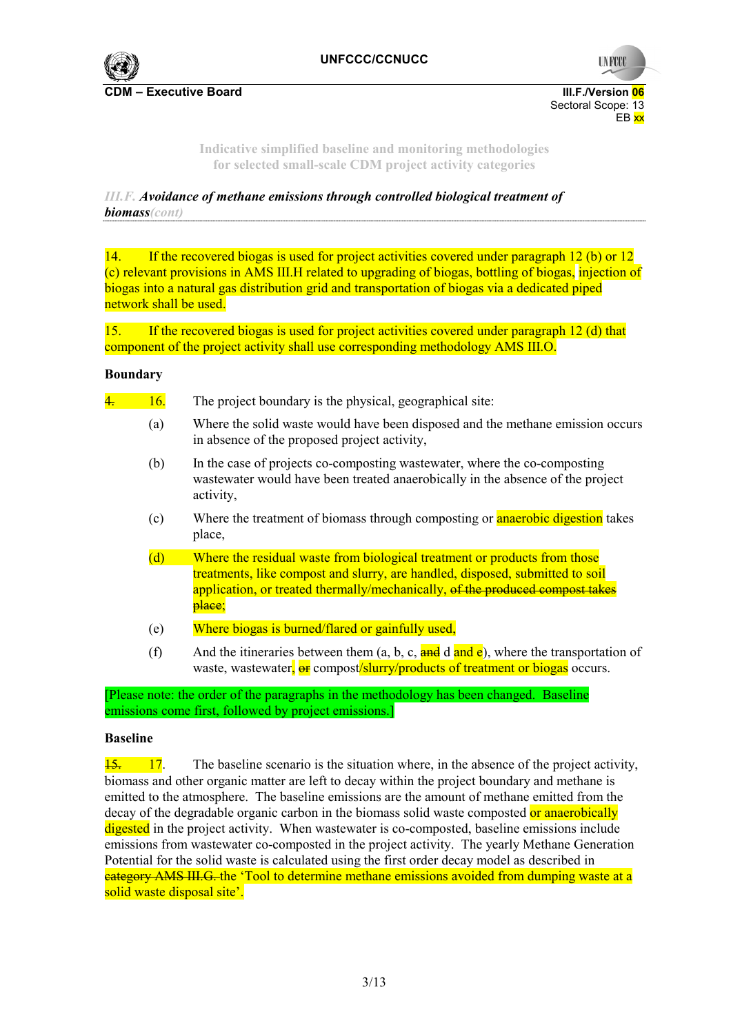*III.F. Avoidance of methane emissions through controlled biological treatment of biomass(cont)*

14. If the recovered biogas is used for project activities covered under paragraph 12 (b) or 12 (c) relevant provisions in AMS III.H related to upgrading of biogas, bottling of biogas, injection of biogas into a natural gas distribution grid and transportation of biogas via a dedicated piped network shall be used.

15. If the recovered biogas is used for project activities covered under paragraph 12 (d) that component of the project activity shall use corresponding methodology AMS III.O.

**Boundary**

~~4.~~ 16. The project boundary is the physical, geographical site:

(a) Where the solid waste would have been disposed and the methane emission occurs in absence of the proposed project activity,

(b) In the case of projects co-composting wastewater, where the co-composting wastewater would have been treated anaerobically in the absence of the project activity,

(c) Where the treatment of biomass through composting or anaerobic digestion takes place,

(d) Where the residual waste from biological treatment or products from those treatments, like compost and slurry, are handled, disposed, submitted to soil application, or treated thermally/mechanically, ~~of the produced compost takes place;~~

(e) Where biogas is burned/flared or gainfully used,

(f) And the itineraries between them (a, b, c, ~~and~~ d and e), where the transportation of waste, wastewater, ~~or~~ compost/slurry/products of treatment or biogas occurs.

[Please note: the order of the paragraphs in the methodology has been changed. Baseline emissions come first, followed by project emissions.]

**Baseline**

~~15.~~ 17. The baseline scenario is the situation where, in the absence of the project activity, biomass and other organic matter are left to decay within the project boundary and methane is emitted to the atmosphere. The baseline emissions are the amount of methane emitted from the decay of the degradable organic carbon in the biomass solid waste composted or anaerobically digested in the project activity. When wastewater is co-composted, baseline emissions include emissions from wastewater co-composted in the project activity. The yearly Methane Generation Potential for the solid waste is calculated using the first order decay model as described in ~~category AMS III.G.~~ the 'Tool to determine methane emissions avoided from dumping waste at a solid waste disposal site'.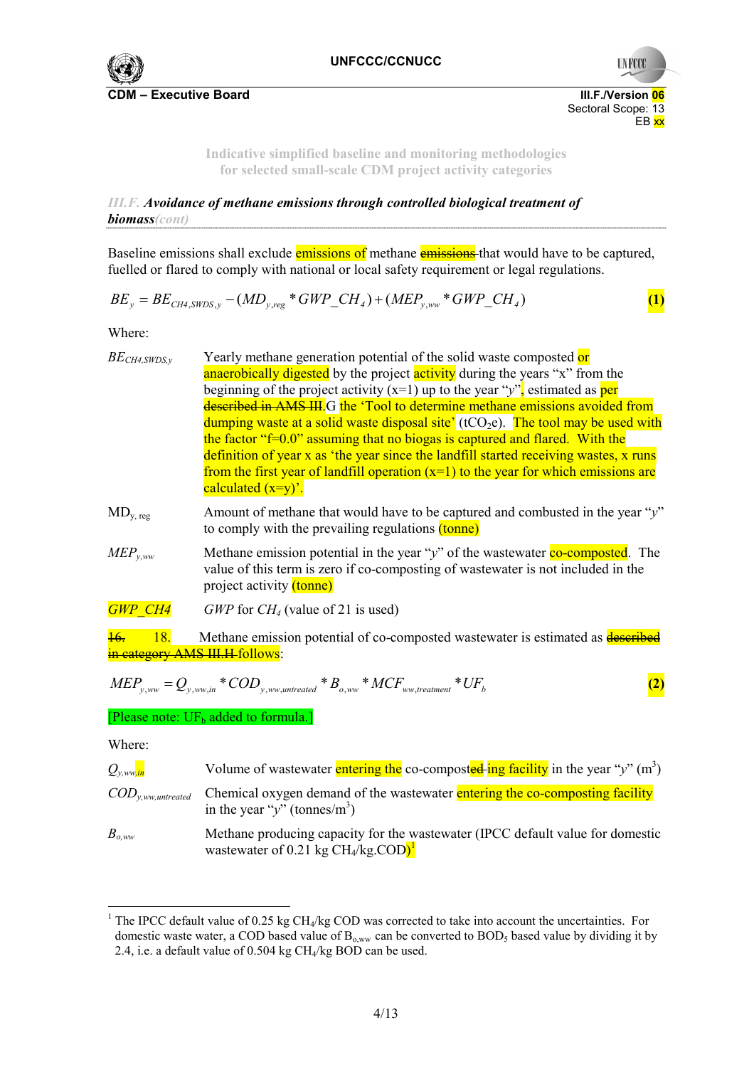Indicative simplified baseline and monitoring methodologies for selected small-scale CDM project activity categories

*III.F. **Avoidance of methane emissions through controlled biological treatment of biomass**(cont)*

Baseline emissions shall exclude emissions of methane ~~emissions~~ that would have to be captured, fuelled or flared to comply with national or local safety requirement or legal regulations.

$$BE_y = BE_{CH4,SWDS,y} - (MD_{y,reg} * GWP\_CH_4) + (MEP_{y,ww} * GWP\_CH_4) \quad \textbf{(1)}$$

Where:

| | |
|---|---|
| $BE_{CH4,SWDS,y}$ | Yearly methane generation potential of the solid waste composted or anaerobically digested by the project activity during the years "x" from the beginning of the project activity (x=1) up to the year "*y*", estimated as per ~~described in AMS III.~~G the 'Tool to determine methane emissions avoided from dumping waste at a solid waste disposal site' ($tCO_2e$). The tool may be used with the factor "f=0.0" assuming that no biogas is captured and flared. With the definition of year x as 'the year since the landfill started receiving wastes, x runs from the first year of landfill operation (x=1) to the year for which emissions are calculated (x=y)'. |
| $MD_{y,reg}$ | Amount of methane that would have to be captured and combusted in the year "*y*" to comply with the prevailing regulations (tonne) |
| $MEP_{y,ww}$ | Methane emission potential in the year "*y*" of the wastewater co-composted. The value of this term is zero if co-composting of wastewater is not included in the project activity (tonne) |
| $GWP\_CH4$ | *GWP* for $CH_4$ (value of 21 is used) |

~~16.~~ 18. Methane emission potential of co-composted wastewater is estimated as ~~described in category AMS III.H~~ follows:

$$MEP_{y,ww} = Q_{y,ww,in} * COD_{y,ww,untreated} * B_{o,ww} * MCF_{ww,treatment} * UF_b \quad \textbf{(2)}$$

[Please note: $UF_b$ added to formula.]

Where:

| | |
|---|---|
| $Q_{y,ww,in}$ | Volume of wastewater entering the co-compost~~ed~~ ing facility in the year "*y*" ($m^3$) |
| $COD_{y,ww,untreated}$ | Chemical oxygen demand of the wastewater entering the co-composting facility in the year "*y*" ($tonnes/m^3$) |
| $B_{o,ww}$ | Methane producing capacity for the wastewater (IPCC default value for domestic wastewater of 0.21 kg $CH_4$/kg.COD)[1] |

[1] The IPCC default value of 0.25 kg $CH_4$/kg COD was corrected to take into account the uncertainties. For domestic waste water, a COD based value of $B_{o,ww}$ can be converted to $BOD_5$ based value by dividing it by 2.4, i.e. a default value of 0.504 kg $CH_4$/kg BOD can be used.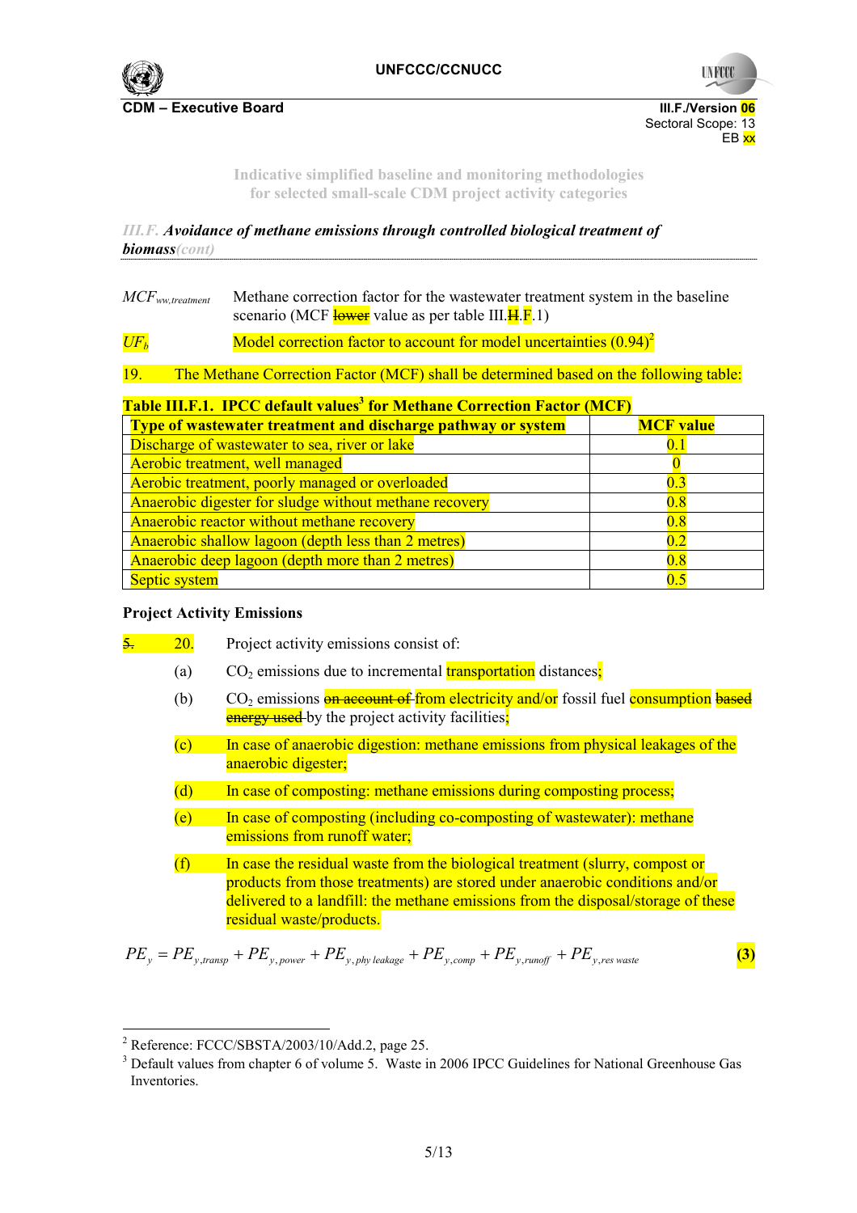Indicative simplified baseline and monitoring methodologies for selected small-scale CDM project activity categories

*III.F. Avoidance of methane emissions through controlled biological treatment of biomass(cont)*

| | |
|---|---|
| $MCF_{ww,treatment}$ | Methane correction factor for the wastewater treatment system in the baseline scenario (MCF ~~lower~~ value as per table III.~~H~~.F.1) |
| $UF_b$ | Model correction factor to account for model uncertainties (0.94)[2] |

19. The Methane Correction Factor (MCF) shall be determined based on the following table:

**Table III.F.1. IPCC default values[3] for Methane Correction Factor (MCF)**

| Type of wastewater treatment and discharge pathway or system | MCF value |
|---|---|
| Discharge of wastewater to sea, river or lake | 0.1 |
| Aerobic treatment, well managed | 0 |
| Aerobic treatment, poorly managed or overloaded | 0.3 |
| Anaerobic digester for sludge without methane recovery | 0.8 |
| Anaerobic reactor without methane recovery | 0.8 |
| Anaerobic shallow lagoon (depth less than 2 metres) | 0.2 |
| Anaerobic deep lagoon (depth more than 2 metres) | 0.8 |
| Septic system | 0.5 |

**Project Activity Emissions**

~~5.~~ 20. Project activity emissions consist of:

(a) $CO_2$ emissions due to incremental transportation distances;

(b) $CO_2$ emissions ~~on account of~~ from electricity and/or fossil fuel consumption ~~based energy used~~ by the project activity facilities;

(c) In case of anaerobic digestion: methane emissions from physical leakages of the anaerobic digester;

(d) In case of composting: methane emissions during composting process;

(e) In case of composting (including co-composting of wastewater): methane emissions from runoff water;

(f) In case the residual waste from the biological treatment (slurry, compost or products from those treatments) are stored under anaerobic conditions and/or delivered to a landfill: the methane emissions from the disposal/storage of these residual waste/products.

$$PE_y = PE_{y,transp} + PE_{y,power} + PE_{y,phy\ leakage} + PE_{y,comp} + PE_{y,runoff} + PE_{y,res\ waste} \quad (3)$$

---

[2] Reference: FCCC/SBSTA/2003/10/Add.2, page 25.

[3] Default values from chapter 6 of volume 5. Waste in 2006 IPCC Guidelines for National Greenhouse Gas Inventories.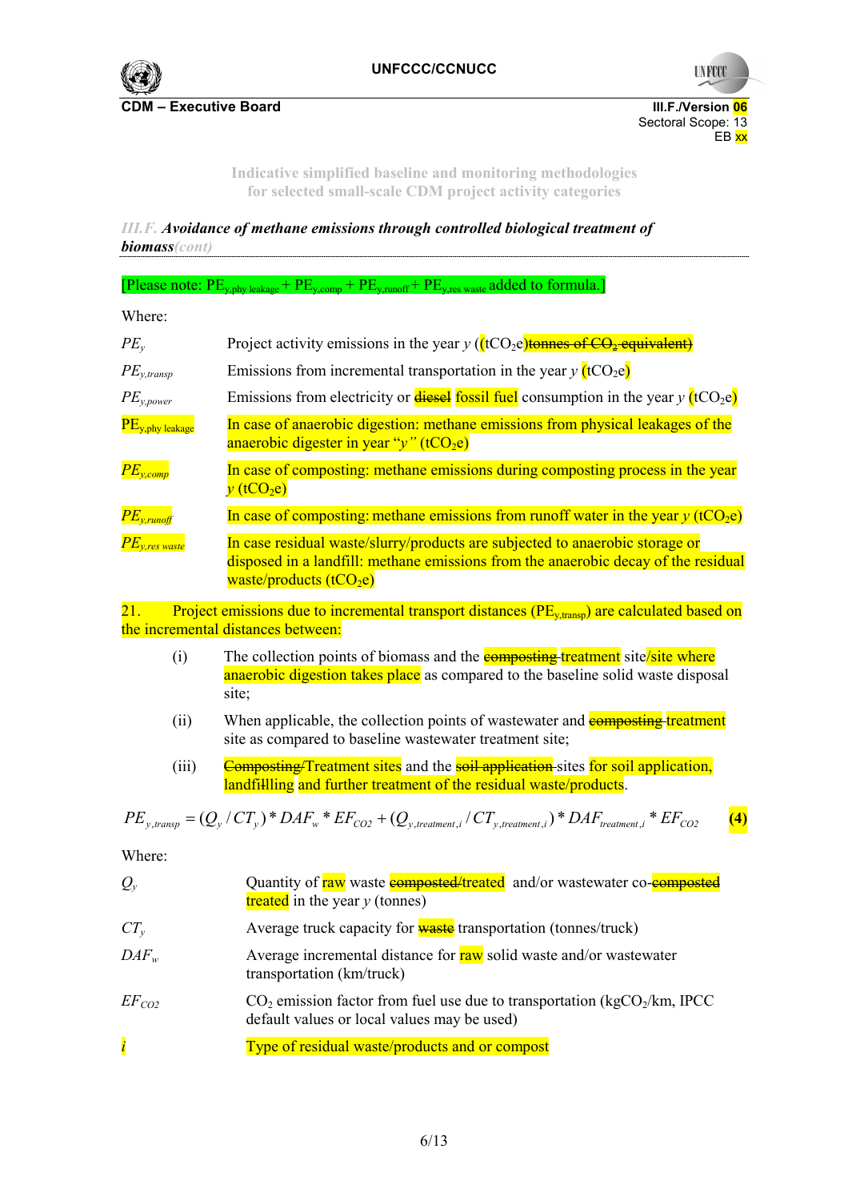III.F. ***Avoidance of methane emissions through controlled biological treatment of biomass***(cont)

[Please note: $PE_{y,phy\ leakage}$ + $PE_{y,comp}$ + $PE_{y,runoff}$ + $PE_{y,res\ waste}$ added to formula.]

Where:

| | |
|---|---|
| $PE_y$ | Project activity emissions in the year $y$ ((tCO$_2$e)~~tonnes of $CO_2$ equivalent)~~ |
| $PE_{y,transp}$ | Emissions from incremental transportation in the year $y$ (tCO$_2$e) |
| $PE_{y,power}$ | Emissions from electricity or ~~diesel~~ fossil fuel consumption in the year $y$ (tCO$_2$e) |
| $PE_{y,phy\ leakage}$ | In case of anaerobic digestion: methane emissions from physical leakages of the anaerobic digester in year "$y$" (tCO$_2$e) |
| $PE_{y,comp}$ | In case of composting: methane emissions during composting process in the year $y$ (tCO$_2$e) |
| $PE_{y,runoff}$ | In case of composting: methane emissions from runoff water in the year $y$ (tCO$_2$e) |
| $PE_{y,res\ waste}$ | In case residual waste/slurry/products are subjected to anaerobic storage or disposed in a landfill: methane emissions from the anaerobic decay of the residual waste/products (tCO$_2$e) |

21. Project emissions due to incremental transport distances ($PE_{y,transp}$) are calculated based on the incremental distances between:

(i) The collection points of biomass and the ~~composting~~ treatment site/site where anaerobic digestion takes place as compared to the baseline solid waste disposal site;

(ii) When applicable, the collection points of wastewater and ~~composting~~ treatment site as compared to baseline wastewater treatment site;

(iii) ~~Composting/~~Treatment sites and the ~~soil application~~ sites for soil application, landfilling and further treatment of the residual waste/products.

$$PE_{y,transp} = (Q_y / CT_y) * DAF_w * EF_{CO2} + (Q_{y,treatment,i} / CT_{y,treatment,i}) * DAF_{treatment,i} * EF_{CO2} \qquad (4)$$

Where:

| | |
|---|---|
| $Q_y$ | Quantity of raw waste ~~composted/~~treated and/or wastewater co-~~composted~~ treated in the year $y$ (tonnes) |
| $CT_y$ | Average truck capacity for ~~waste~~ transportation (tonnes/truck) |
| $DAF_w$ | Average incremental distance for raw solid waste and/or wastewater transportation (km/truck) |
| $EF_{CO2}$ | $CO_2$ emission factor from fuel use due to transportation (kgCO$_2$/km, IPCC default values or local values may be used) |
| $i$ | Type of residual waste/products and or compost |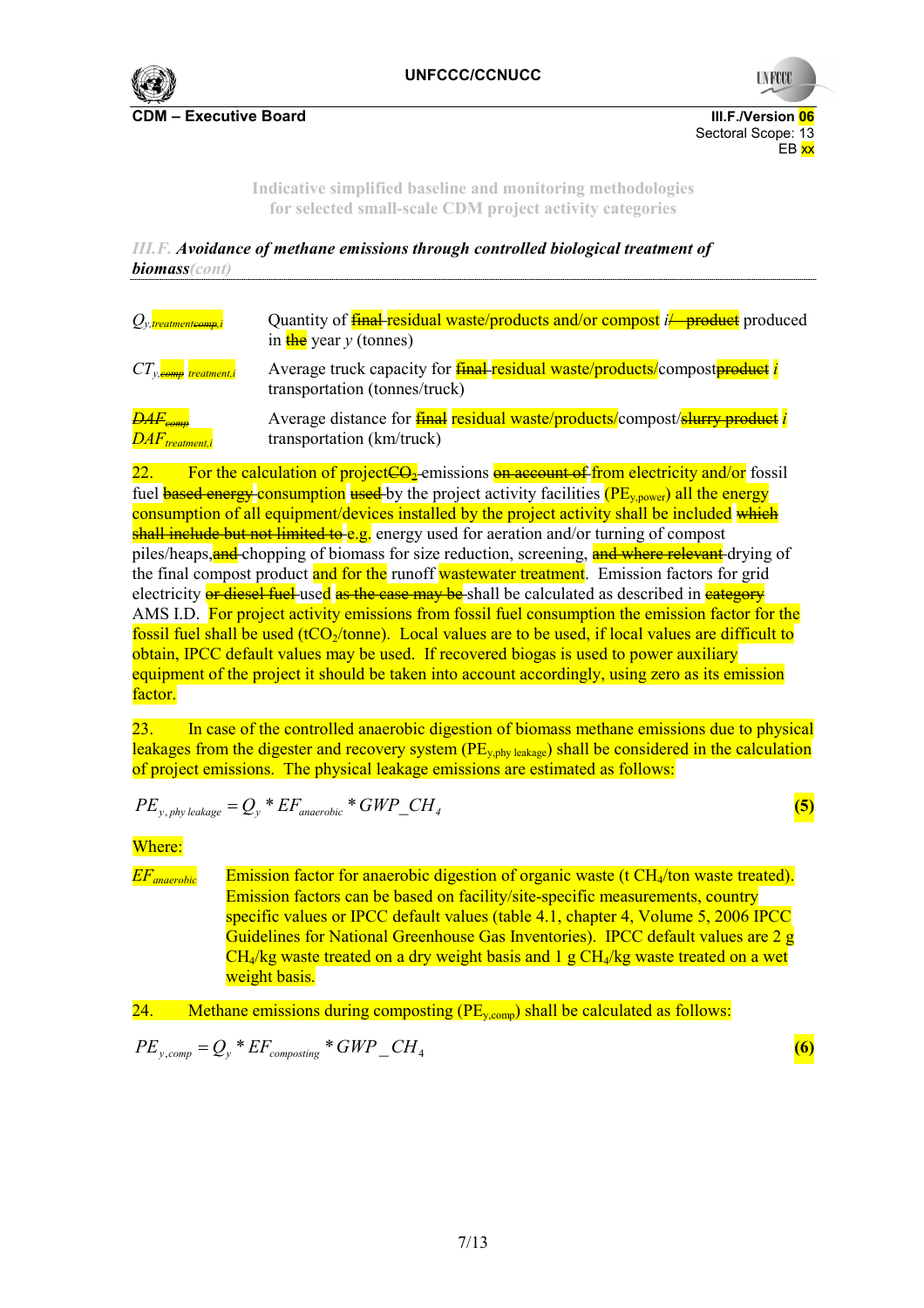*III.F. **Avoidance of methane emissions through controlled biological treatment of biomass**(cont)*

| | |
|---|---|
| $Q_{y,treatment comp,i}$ | Quantity of final residual waste/products and/or compost i/ product produced in the year y (tonnes) |
| $CT_{y,comp\ treatment,i}$ | Average truck capacity for final residual waste/products/compostproduct i transportation (tonnes/truck) |
| $DAF_{comp}$ $DAF_{treatment,i}$ | Average distance for final residual waste/products/compost/slurry product i transportation (km/truck) |

22. For the calculation of project$CO_2$ emissions on account of from electricity and/or fossil fuel based energy consumption used by the project activity facilities ($PE_{y,power}$) all the energy consumption of all equipment/devices installed by the project activity shall be included which shall include but not limited to e.g. energy used for aeration and/or turning of compost piles/heaps, and chopping of biomass for size reduction, screening, and where relevant drying of the final compost product and for the runoff wastewater treatment. Emission factors for grid electricity or diesel fuel used as the case may be shall be calculated as described in category AMS I.D. For project activity emissions from fossil fuel consumption the emission factor for the fossil fuel shall be used ($tCO_2$/tonne). Local values are to be used, if local values are difficult to obtain, IPCC default values may be used. If recovered biogas is used to power auxiliary equipment of the project it should be taken into account accordingly, using zero as its emission factor.

23. In case of the controlled anaerobic digestion of biomass methane emissions due to physical leakages from the digester and recovery system ($PE_{y,phy\ leakage}$) shall be considered in the calculation of project emissions. The physical leakage emissions are estimated as follows:

$$PE_{y,phy\ leakage} = Q_y * EF_{anaerobic} * GWP\_CH_4 \qquad (5)$$

Where:

| | |
|---|---|
| $EF_{anaerobic}$ | Emission factor for anaerobic digestion of organic waste (t $CH_4$/ton waste treated). Emission factors can be based on facility/site-specific measurements, country specific values or IPCC default values (table 4.1, chapter 4, Volume 5, 2006 IPCC Guidelines for National Greenhouse Gas Inventories). IPCC default values are 2 g $CH_4$/kg waste treated on a dry weight basis and 1 g $CH_4$/kg waste treated on a wet weight basis. |

24. Methane emissions during composting ($PE_{y,comp}$) shall be calculated as follows:

$$PE_{y,comp} = Q_y * EF_{composting} * GWP\_CH_4 \qquad (6)$$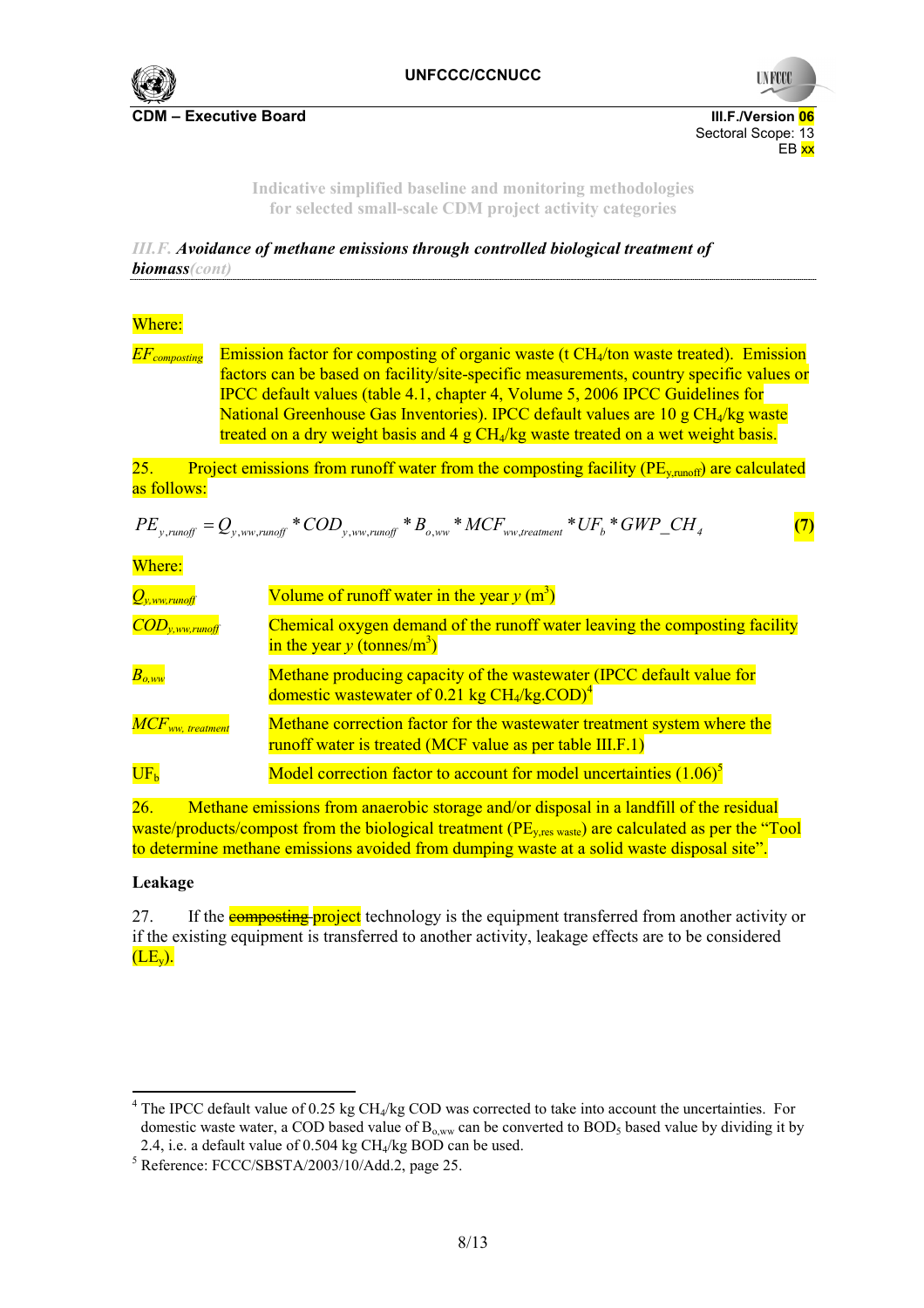*III.F. Avoidance of methane emissions through controlled biological treatment of biomass(cont)*

Where:

| | |
|---|---|
| $EF_{composting}$ | Emission factor for composting of organic waste (t $CH_4$/ton waste treated). Emission factors can be based on facility/site-specific measurements, country specific values or IPCC default values (table 4.1, chapter 4, Volume 5, 2006 IPCC Guidelines for National Greenhouse Gas Inventories). IPCC default values are 10 g $CH_4$/kg waste treated on a dry weight basis and 4 g $CH_4$/kg waste treated on a wet weight basis. |

25. Project emissions from runoff water from the composting facility ($PE_{y,runoff}$) are calculated as follows:

$$PE_{y,runoff} = Q_{y,ww,runoff} * COD_{y,ww,runoff} * B_{o,ww} * MCF_{ww,treatment} * UF_b * GWP\_CH_4 \quad (7)$$

Where:

| | |
|---|---|
| $Q_{y,ww,runoff}$ | Volume of runoff water in the year *y* ($m^3$) |
| $COD_{y,ww,runoff}$ | Chemical oxygen demand of the runoff water leaving the composting facility in the year *y* (tonnes/$m^3$) |
| $B_{o,ww}$ | Methane producing capacity of the wastewater (IPCC default value for domestic wastewater of 0.21 kg $CH_4$/kg.COD)[4] |
| $MCF_{ww, treatment}$ | Methane correction factor for the wastewater treatment system where the runoff water is treated (MCF value as per table III.F.1) |
| $UF_b$ | Model correction factor to account for model uncertainties (1.06)[5] |

26. Methane emissions from anaerobic storage and/or disposal in a landfill of the residual waste/products/compost from the biological treatment ($PE_{y,res\ waste}$) are calculated as per the "Tool to determine methane emissions avoided from dumping waste at a solid waste disposal site".

**Leakage**

27. If the ~~composting~~ project technology is the equipment transferred from another activity or if the existing equipment is transferred to another activity, leakage effects are to be considered ($LE_y$).

---

[4] The IPCC default value of 0.25 kg $CH_4$/kg COD was corrected to take into account the uncertainties. For domestic waste water, a COD based value of $B_{o,ww}$ can be converted to $BOD_5$ based value by dividing it by 2.4, i.e. a default value of 0.504 kg $CH_4$/kg BOD can be used.

[5] Reference: FCCC/SBSTA/2003/10/Add.2, page 25.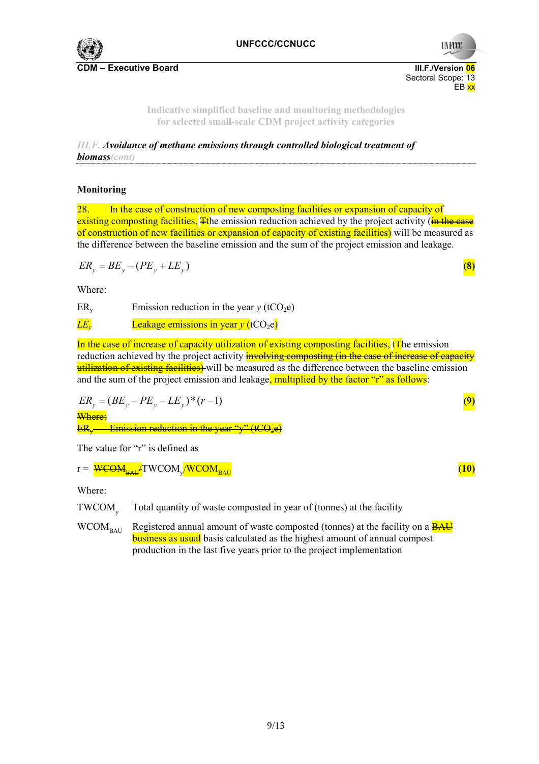## Monitoring

28. In the case of construction of new composting facilities or expansion of capacity of existing composting facilities, ~~T~~the emission reduction achieved by the project activity ~~(in the case of construction of new facilities or expansion of capacity of existing facilities)~~ will be measured as the difference between the baseline emission and the sum of the project emission and leakage.

$$ER_y = BE_y - (PE_y + LE_y) \tag{8}$$

Where:

| | |
|---|---|
| $ER_y$ | Emission reduction in the year *y* ($tCO_2e$) |
| $LE_y$ | Leakage emissions in year *y* ($tCO_2e$) |

In the case of increase of capacity utilization of existing composting facilities, t~~T~~he emission reduction achieved by the project activity ~~involving composting (in the case of increase of capacity utilization of existing facilities)~~ will be measured as the difference between the baseline emission and the sum of the project emission and leakage, multiplied by the factor "r" as follows:

$$ER_y = (BE_y - PE_y - LE_y) * (r - 1) \tag{9}$$

~~Where:~~

~~$ER_y$ Emission reduction in the year "y" ($tCO_2e$)~~

The value for "r" is defined as

r = ~~$WCOM_{BAU}$/~~$TWCOM_y$/$WCOM_{BAU}$ **(10)**

Where:

| | |
|---|---|
| $TWCOM_y$ | Total quantity of waste composted in year of (tonnes) at the facility |
| $WCOM_{BAU}$ | Registered annual amount of waste composted (tonnes) at the facility on a ~~BAU~~ business as usual basis calculated as the highest amount of annual compost production in the last five years prior to the project implementation |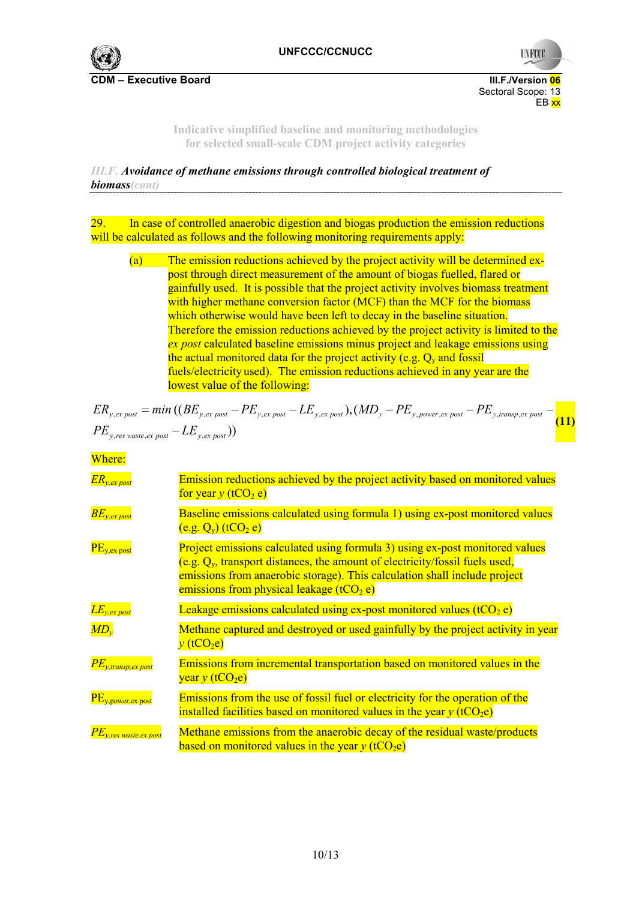*III.F. Avoidance of methane emissions through controlled biological treatment of biomass(cont)*

29. In case of controlled anaerobic digestion and biogas production the emission reductions will be calculated as follows and the following monitoring requirements apply:

(a) The emission reductions achieved by the project activity will be determined ex-post through direct measurement of the amount of biogas fuelled, flared or gainfully used. It is possible that the project activity involves biomass treatment with higher methane conversion factor (MCF) than the MCF for the biomass which otherwise would have been left to decay in the baseline situation. Therefore the emission reductions achieved by the project activity is limited to the *ex post* calculated baseline emissions minus project and leakage emissions using the actual monitored data for the project activity (e.g. $Q_y$ and fossil fuels/electricity used). The emission reductions achieved in any year are the lowest value of the following:

$$ER_{y,ex\ post} = \min\left((BE_{y,ex\ post} - PE_{y,ex\ post} - LE_{y,ex\ post}), (MD_y - PE_{y,power,ex\ post} - PE_{y,transp,ex\ post} - PE_{y,res\ waste,ex\ post} - LE_{y,ex\ post})\right) \quad (11)$$

Where:

| | |
|---|---|
| $ER_{y,ex\ post}$ | Emission reductions achieved by the project activity based on monitored values for year *y* ($tCO_2$ e) |
| $BE_{y,ex\ post}$ | Baseline emissions calculated using formula 1) using ex-post monitored values (e.g. $Q_y$) ($tCO_2$ e) |
| $PE_{y,ex\ post}$ | Project emissions calculated using formula 3) using ex-post monitored values (e.g. $Q_y$, transport distances, the amount of electricity/fossil fuels used, emissions from anaerobic storage). This calculation shall include project emissions from physical leakage ($tCO_2$ e) |
| $LE_{y,ex\ post}$ | Leakage emissions calculated using ex-post monitored values ($tCO_2$ e) |
| $MD_y$ | Methane captured and destroyed or used gainfully by the project activity in year *y* ($tCO_2$e) |
| $PE_{y,transp,ex\ post}$ | Emissions from incremental transportation based on monitored values in the year *y* ($tCO_2$e) |
| $PE_{y,power,ex\ post}$ | Emissions from the use of fossil fuel or electricity for the operation of the installed facilities based on monitored values in the year *y* ($tCO_2$e) |
| $PE_{y,res\ waste,ex\ post}$ | Methane emissions from the anaerobic decay of the residual waste/products based on monitored values in the year *y* ($tCO_2$e) |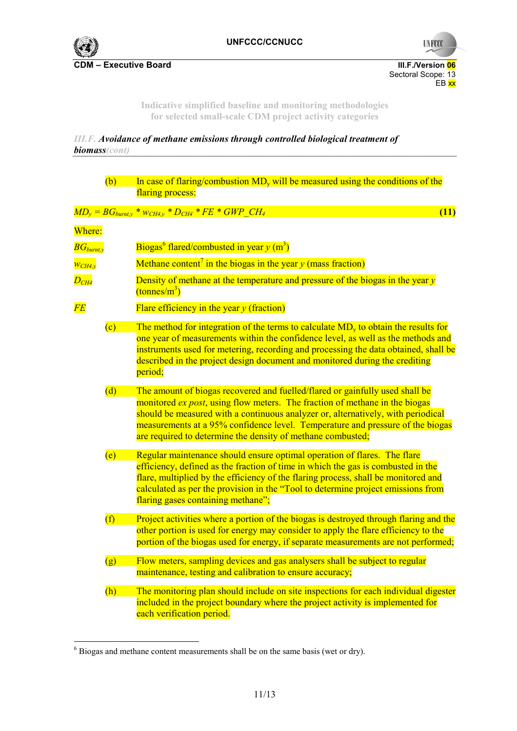*III.F. Avoidance of methane emissions through controlled biological treatment of biomass(cont)*

(b) In case of flaring/combustion $MD_y$ will be measured using the conditions of the flaring process:

$$MD_y = BG_{burnt,y} * w_{CH4,y} * D_{CH4} * FE * GWP\_CH_4 \quad (11)$$

Where:

| | |
|---|---|
| $BG_{burnt,y}$ | Biogas[6] flared/combusted in year $y$ ($m^3$) |
| $w_{CH4,y}$ | Methane content[7] in the biogas in the year $y$ (mass fraction) |
| $D_{CH4}$ | Density of methane at the temperature and pressure of the biogas in the year $y$ ($tonnes/m^3$) |
| $FE$ | Flare efficiency in the year $y$ (fraction) |

(c) The method for integration of the terms to calculate $MD_y$ to obtain the results for one year of measurements within the confidence level, as well as the methods and instruments used for metering, recording and processing the data obtained, shall be described in the project design document and monitored during the crediting period;

(d) The amount of biogas recovered and fuelled/flared or gainfully used shall be monitored *ex post*, using flow meters. The fraction of methane in the biogas should be measured with a continuous analyzer or, alternatively, with periodical measurements at a 95% confidence level. Temperature and pressure of the biogas are required to determine the density of methane combusted;

(e) Regular maintenance should ensure optimal operation of flares. The flare efficiency, defined as the fraction of time in which the gas is combusted in the flare, multiplied by the efficiency of the flaring process, shall be monitored and calculated as per the provision in the "Tool to determine project emissions from flaring gases containing methane";

(f) Project activities where a portion of the biogas is destroyed through flaring and the other portion is used for energy may consider to apply the flare efficiency to the portion of the biogas used for energy, if separate measurements are not performed;

(g) Flow meters, sampling devices and gas analysers shall be subject to regular maintenance, testing and calibration to ensure accuracy;

(h) The monitoring plan should include on site inspections for each individual digester included in the project boundary where the project activity is implemented for each verification period.

---

[6] Biogas and methane content measurements shall be on the same basis (wet or dry).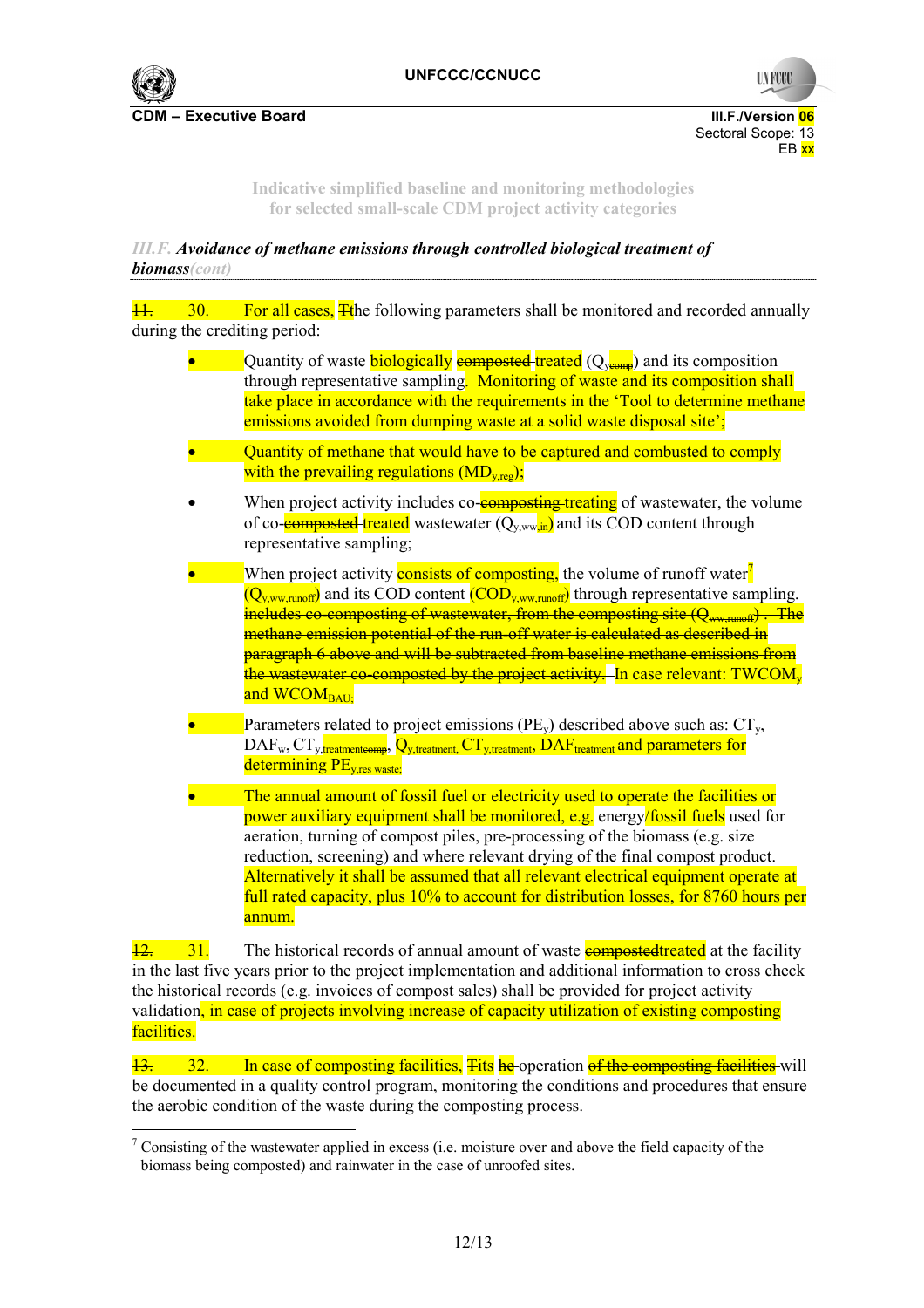Indicative simplified baseline and monitoring methodologies for selected small-scale CDM project activity categories

*III.F. **Avoidance of methane emissions through controlled biological treatment of biomass**(cont)*

~~11.~~ 30. For all cases, ~~T~~the following parameters shall be monitored and recorded annually during the crediting period:

- Quantity of waste biologically ~~composted~~ treated ($Q_{y,comp}$) and its composition through representative sampling. Monitoring of waste and its composition shall take place in accordance with the requirements in the 'Tool to determine methane emissions avoided from dumping waste at a solid waste disposal site';
- Quantity of methane that would have to be captured and combusted to comply with the prevailing regulations ($MD_{y,reg}$);
- When project activity includes co-~~composting~~ treating of wastewater, the volume of co-~~composted~~ treated wastewater ($Q_{y,ww,in}$) and its COD content through representative sampling;
- When project activity consists of composting, the volume of runoff water[7] ($Q_{y,ww,runoff}$) and its COD content ($COD_{y,ww,runoff}$) through representative sampling. ~~includes co-composting of wastewater, from the composting site ($Q_{ww,runoff}$). The methane emission potential of the run-off water is calculated as described in paragraph 6 above and will be subtracted from baseline methane emissions from the wastewater co-composted by the project activity.~~ In case relevant: $TWCOM_y$ and $WCOM_{BAU}$;
- Parameters related to project emissions ($PE_y$) described above such as: $CT_y$, $DAF_w$, $CT_{y,treatment}$~~$_{comp}$~~, $Q_{y,treatment}$, $CT_{y,treatment}$, $DAF_{treatment}$ and parameters for determining $PE_{y,res\ waste}$;
- The annual amount of fossil fuel or electricity used to operate the facilities or power auxiliary equipment shall be monitored, e.g. energy/fossil fuels used for aeration, turning of compost piles, pre-processing of the biomass (e.g. size reduction, screening) and where relevant drying of the final compost product. Alternatively it shall be assumed that all relevant electrical equipment operate at full rated capacity, plus 10% to account for distribution losses, for 8760 hours per annum.

~~12.~~ 31. The historical records of annual amount of waste ~~composted~~treated at the facility in the last five years prior to the project implementation and additional information to cross check the historical records (e.g. invoices of compost sales) shall be provided for project activity validation, in case of projects involving increase of capacity utilization of existing composting facilities.

~~13.~~ 32. In case of composting facilities, ~~T~~its ~~he~~ operation ~~of the composting facilities~~ will be documented in a quality control program, monitoring the conditions and procedures that ensure the aerobic condition of the waste during the composting process.

[7] Consisting of the wastewater applied in excess (i.e. moisture over and above the field capacity of the biomass being composted) and rainwater in the case of unroofed sites.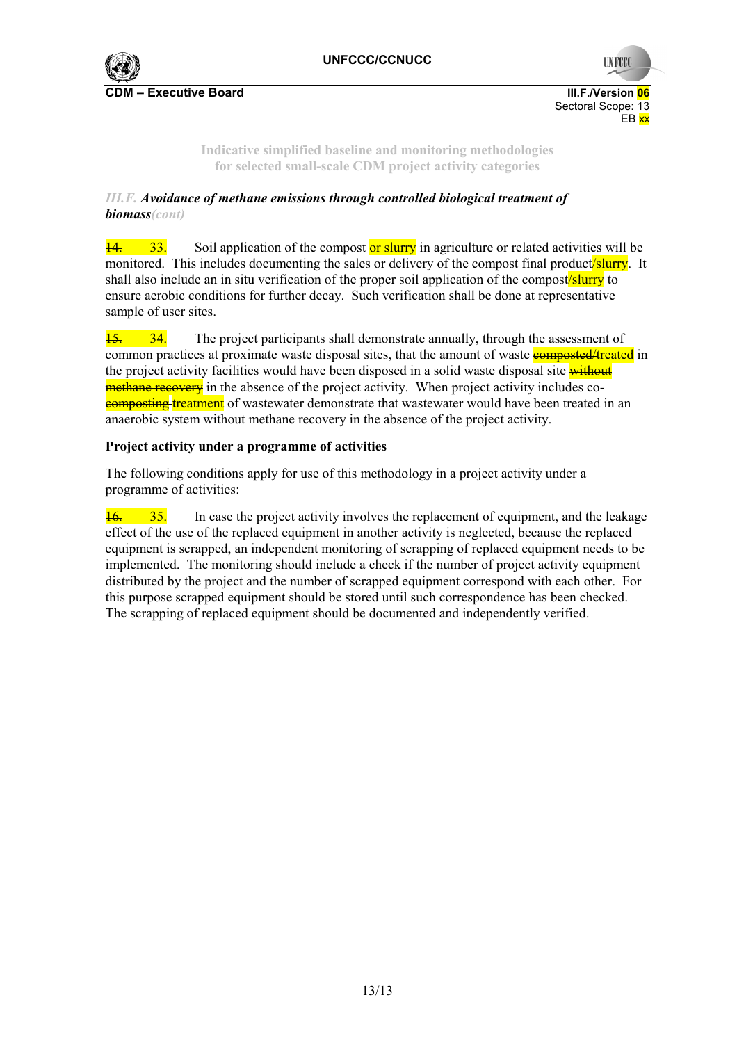### *III.F. Avoidance of methane emissions through controlled biological treatment of biomass(cont)*

~~14.~~ 33. Soil application of the compost or slurry in agriculture or related activities will be monitored. This includes documenting the sales or delivery of the compost final product/slurry. It shall also include an in situ verification of the proper soil application of the compost/slurry to ensure aerobic conditions for further decay. Such verification shall be done at representative sample of user sites.

~~15.~~ 34. The project participants shall demonstrate annually, through the assessment of common practices at proximate waste disposal sites, that the amount of waste ~~composted/~~treated in the project activity facilities would have been disposed in a solid waste disposal site ~~without methane recovery~~ in the absence of the project activity. When project activity includes co-~~composting~~ treatment of wastewater demonstrate that wastewater would have been treated in an anaerobic system without methane recovery in the absence of the project activity.

**Project activity under a programme of activities**

The following conditions apply for use of this methodology in a project activity under a programme of activities:

~~16.~~ 35. In case the project activity involves the replacement of equipment, and the leakage effect of the use of the replaced equipment in another activity is neglected, because the replaced equipment is scrapped, an independent monitoring of scrapping of replaced equipment needs to be implemented. The monitoring should include a check if the number of project activity equipment distributed by the project and the number of scrapped equipment correspond with each other. For this purpose scrapped equipment should be stored until such correspondence has been checked. The scrapping of replaced equipment should be documented and independently verified.